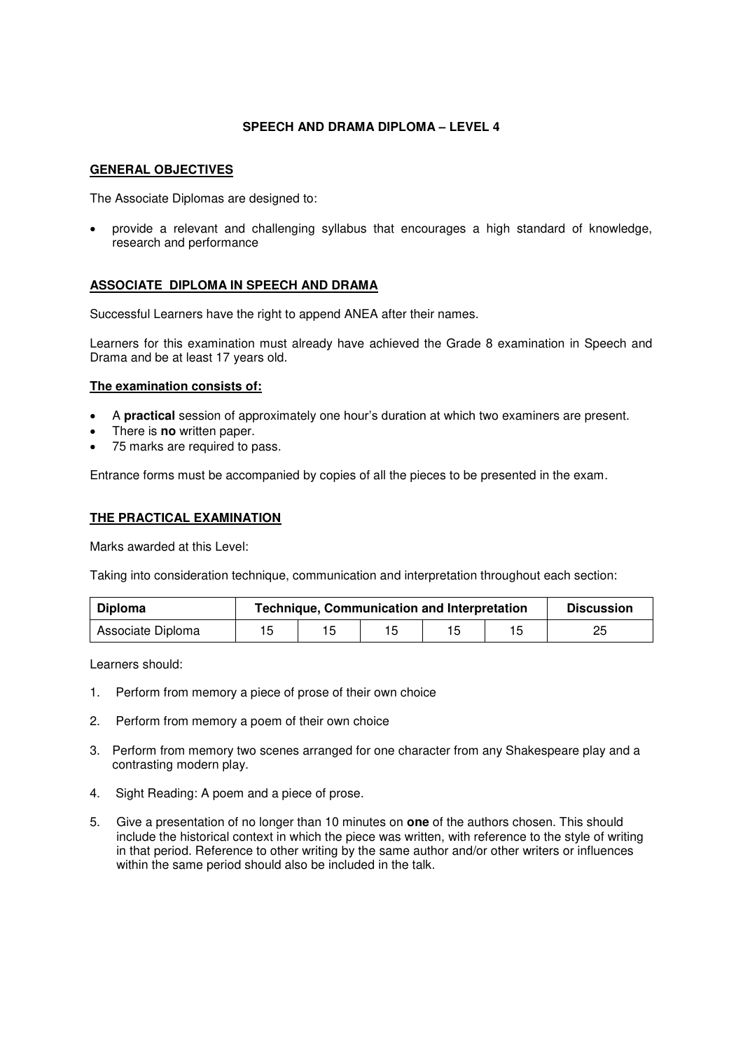# SPEECH AND DRAMA DIPLOMA – LEVEL 4

## GENERAL OBJECTIVES

The Associate Diplomas are designed to:

- provide a relevant and challenging syllabus that encourages a high standard of knowledge, research and performance

## ASSOCIATE DIPLOMA IN SPEECH AND DRAMA

Successful Learners have the right to append ANEA after their names.

Learners for this examination must already have achieved the Grade 8 examination in Speech and Drama and be at least 17 years old.

### The examination consists of:

- A **practical** session of approximately one hour's duration at which two examiners are present.
- There is **no** written paper.
- 75 marks are required to pass.

Entrance forms must be accompanied by copies of all the pieces to be presented in the exam.

## THE PRACTICAL EXAMINATION

Marks awarded at this Level:

Taking into consideration technique, communication and interpretation throughout each section:

| Diploma | Technique, Communication and Interpretation | | | | | Discussion |
|---|---|---|---|---|---|---|
| Associate Diploma | 15 | 15 | 15 | 15 | 15 | 25 |

Learners should:

1. Perform from memory a piece of prose of their own choice
2. Perform from memory a poem of their own choice
3. Perform from memory two scenes arranged for one character from any Shakespeare play and a contrasting modern play.
4. Sight Reading: A poem and a piece of prose.
5. Give a presentation of no longer than 10 minutes on **one** of the authors chosen. This should include the historical context in which the piece was written, with reference to the style of writing in that period. Reference to other writing by the same author and/or other writers or influences within the same period should also be included in the talk.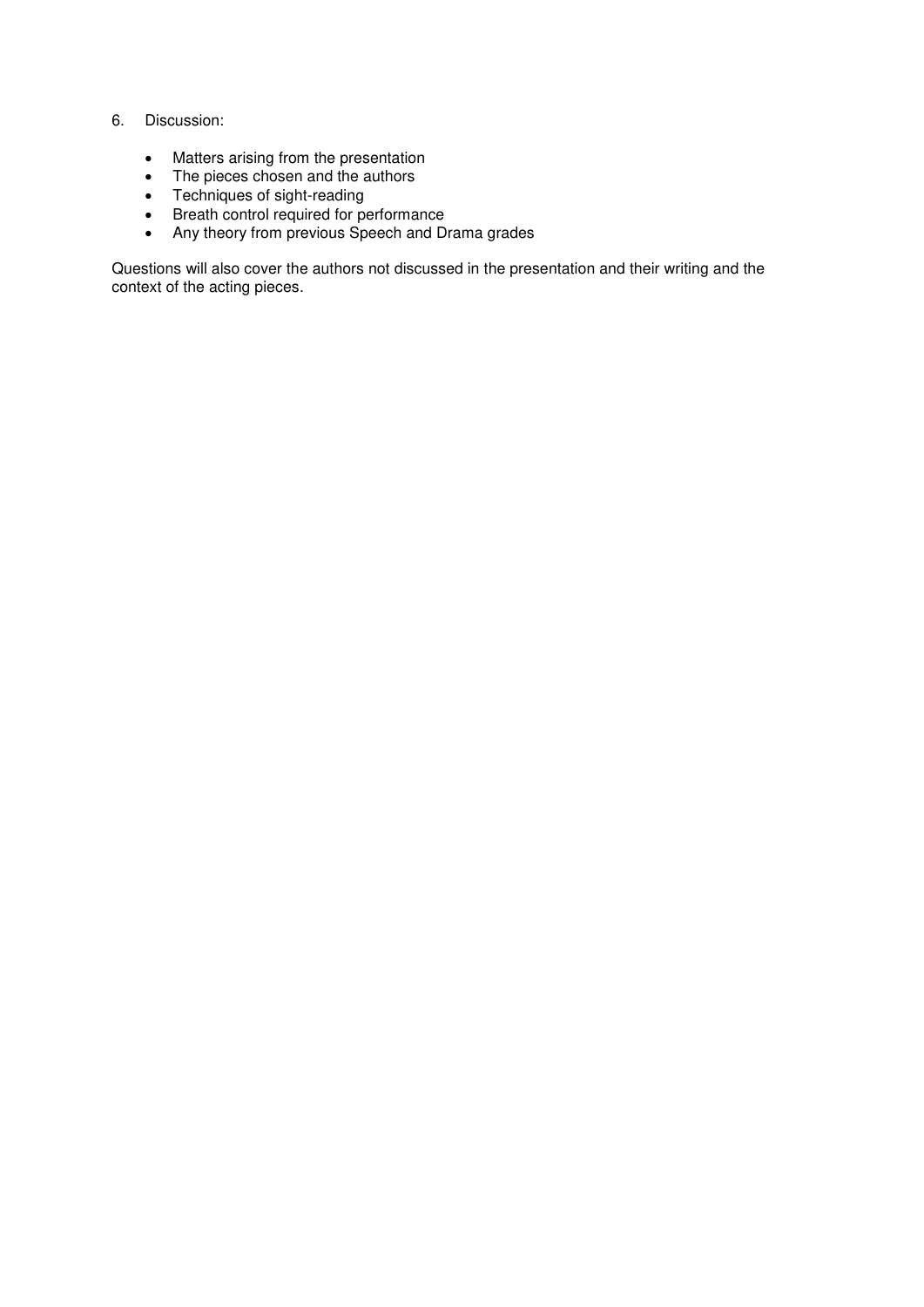6. Discussion:

    - Matters arising from the presentation
    - The pieces chosen and the authors
    - Techniques of sight-reading
    - Breath control required for performance
    - Any theory from previous Speech and Drama grades

Questions will also cover the authors not discussed in the presentation and their writing and the context of the acting pieces.